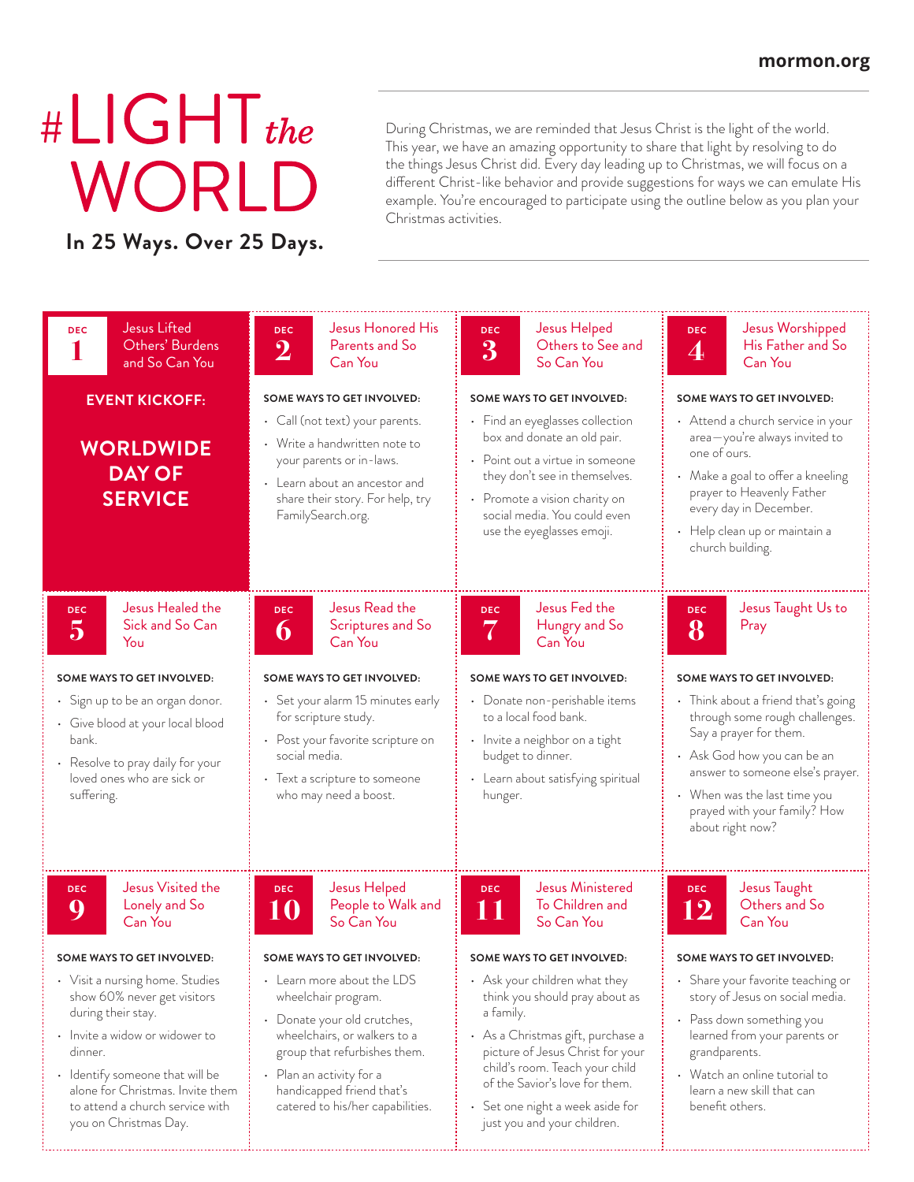mormon.org

# #LIGHT *the* WORLD

**In 25 Ways. Over 25 Days.**

During Christmas, we are reminded that Jesus Christ is the light of the world. This year, we have an amazing opportunity to share that light by resolving to do the things Jesus Christ did. Every day leading up to Christmas, we will focus on a different Christ-like behavior and provide suggestions for ways we can emulate His example. You're encouraged to participate using the outline below as you plan your Christmas activities.

## DEC 1 — Jesus Lifted Others' Burdens and So Can You

**EVENT KICKOFF:**

**WORLDWIDE DAY OF SERVICE**

## DEC 2 — Jesus Honored His Parents and So Can You

**SOME WAYS TO GET INVOLVED:**

- Call (not text) your parents.
- Write a handwritten note to your parents or in-laws.
- Learn about an ancestor and share their story. For help, try FamilySearch.org.

## DEC 3 — Jesus Helped Others to See and So Can You

**SOME WAYS TO GET INVOLVED:**

- Find an eyeglasses collection box and donate an old pair.
- Point out a virtue in someone they don't see in themselves.
- Promote a vision charity on social media. You could even use the eyeglasses emoji.

## DEC 4 — Jesus Worshipped His Father and So Can You

**SOME WAYS TO GET INVOLVED:**

- Attend a church service in your area—you're always invited to one of ours.
- Make a goal to offer a kneeling prayer to Heavenly Father every day in December.
- Help clean up or maintain a church building.

## DEC 5 — Jesus Healed the Sick and So Can You

**SOME WAYS TO GET INVOLVED:**

- Sign up to be an organ donor.
- Give blood at your local blood bank.
- Resolve to pray daily for your loved ones who are sick or suffering.

## DEC 6 — Jesus Read the Scriptures and So Can You

**SOME WAYS TO GET INVOLVED:**

- Set your alarm 15 minutes early for scripture study.
- Post your favorite scripture on social media.
- Text a scripture to someone who may need a boost.

## DEC 7 — Jesus Fed the Hungry and So Can You

**SOME WAYS TO GET INVOLVED:**

- Donate non-perishable items to a local food bank.
- Invite a neighbor on a tight budget to dinner.
- Learn about satisfying spiritual hunger.

## DEC 8 — Jesus Taught Us to Pray

**SOME WAYS TO GET INVOLVED:**

- Think about a friend that's going through some rough challenges. Say a prayer for them.
- Ask God how you can be an answer to someone else's prayer.
- When was the last time you prayed with your family? How about right now?

## DEC 9 — Jesus Visited the Lonely and So Can You

**SOME WAYS TO GET INVOLVED:**

- Visit a nursing home. Studies show 60% never get visitors during their stay.
- Invite a widow or widower to dinner.
- Identify someone that will be alone for Christmas. Invite them to attend a church service with you on Christmas Day.

## DEC 10 — Jesus Helped People to Walk and So Can You

**SOME WAYS TO GET INVOLVED:**

- Learn more about the LDS wheelchair program.
- Donate your old crutches, wheelchairs, or walkers to a group that refurbishes them.
- Plan an activity for a handicapped friend that's catered to his/her capabilities.

## DEC 11 — Jesus Ministered To Children and So Can You

**SOME WAYS TO GET INVOLVED:**

- Ask your children what they think you should pray about as a family.
- As a Christmas gift, purchase a picture of Jesus Christ for your child's room. Teach your child of the Savior's love for them.
- Set one night a week aside for just you and your children.

## DEC 12 — Jesus Taught Others and So Can You

**SOME WAYS TO GET INVOLVED:**

- Share your favorite teaching or story of Jesus on social media.
- Pass down something you learned from your parents or grandparents.
- Watch an online tutorial to learn a new skill that can benefit others.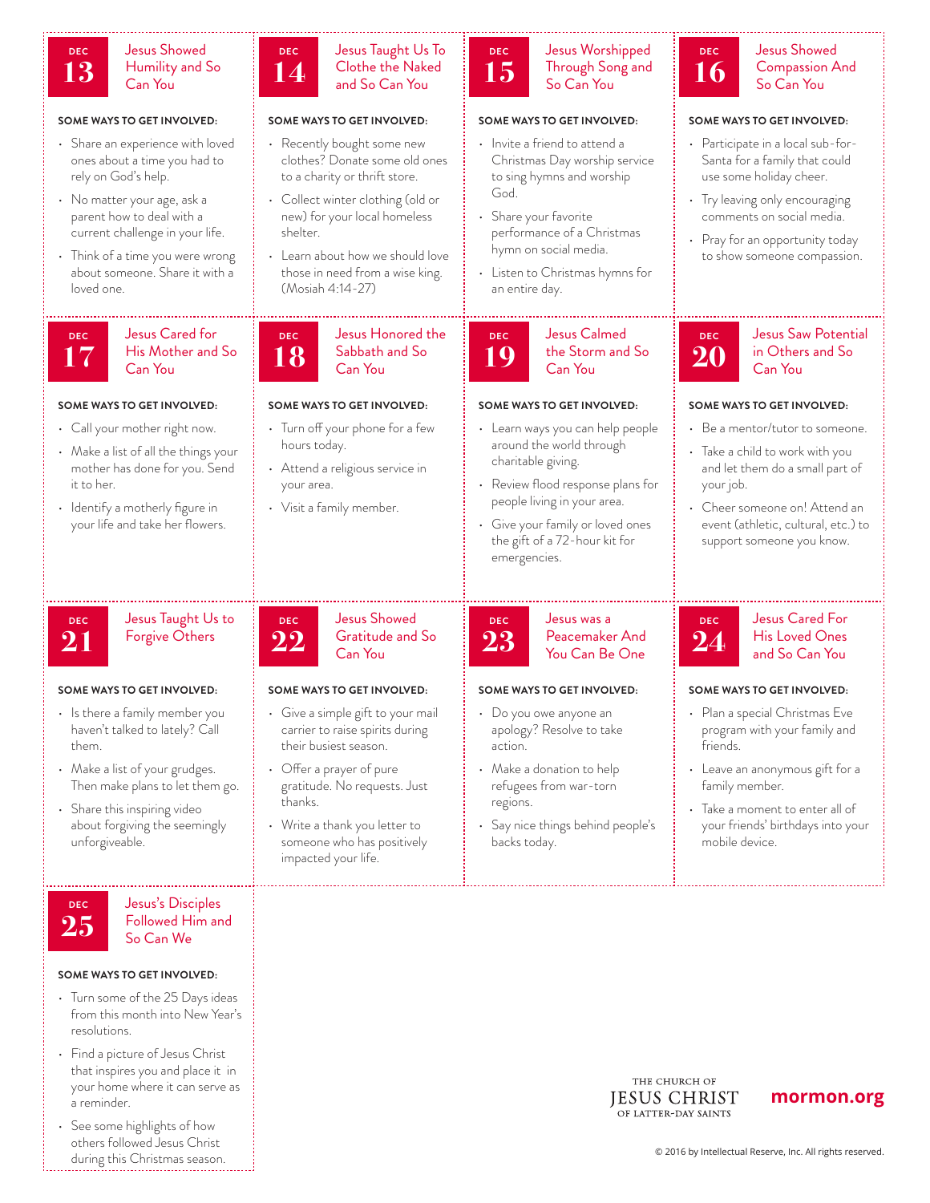## DEC 13 — Jesus Showed Humility and So Can You

**SOME WAYS TO GET INVOLVED:**

- Share an experience with loved ones about a time you had to rely on God's help.
- No matter your age, ask a parent how to deal with a current challenge in your life.
- Think of a time you were wrong about someone. Share it with a loved one.

## DEC 14 — Jesus Taught Us To Clothe the Naked and So Can You

**SOME WAYS TO GET INVOLVED:**

- Recently bought some new clothes? Donate some old ones to a charity or thrift store.
- Collect winter clothing (old or new) for your local homeless shelter.
- Learn about how we should love those in need from a wise king. (Mosiah 4:14-27)

## DEC 15 — Jesus Worshipped Through Song and So Can You

**SOME WAYS TO GET INVOLVED:**

- Invite a friend to attend a Christmas Day worship service to sing hymns and worship God.
- Share your favorite performance of a Christmas hymn on social media.
- Listen to Christmas hymns for an entire day.

## DEC 16 — Jesus Showed Compassion And So Can You

**SOME WAYS TO GET INVOLVED:**

- Participate in a local sub-for-Santa for a family that could use some holiday cheer.
- Try leaving only encouraging comments on social media.
- Pray for an opportunity today to show someone compassion.

## DEC 17 — Jesus Cared for His Mother and So Can You

**SOME WAYS TO GET INVOLVED:**

- Call your mother right now.
- Make a list of all the things your mother has done for you. Send it to her.
- Identify a motherly figure in your life and take her flowers.

## DEC 18 — Jesus Honored the Sabbath and So Can You

**SOME WAYS TO GET INVOLVED:**

- Turn off your phone for a few hours today.
- Attend a religious service in your area.
- Visit a family member.

## DEC 19 — Jesus Calmed the Storm and So Can You

**SOME WAYS TO GET INVOLVED:**

- Learn ways you can help people around the world through charitable giving.
- Review flood response plans for people living in your area.
- Give your family or loved ones the gift of a 72-hour kit for emergencies.

## DEC 20 — Jesus Saw Potential in Others and So Can You

**SOME WAYS TO GET INVOLVED:**

- Be a mentor/tutor to someone.
- Take a child to work with you and let them do a small part of your job.
- Cheer someone on! Attend an event (athletic, cultural, etc.) to support someone you know.

## DEC 21 — Jesus Taught Us to Forgive Others

**SOME WAYS TO GET INVOLVED:**

- Is there a family member you haven't talked to lately? Call them.
- Make a list of your grudges. Then make plans to let them go.
- Share this inspiring video about forgiving the seemingly unforgiveable.

## DEC 22 — Jesus Showed Gratitude and So Can You

**SOME WAYS TO GET INVOLVED:**

- Give a simple gift to your mail carrier to raise spirits during their busiest season.
- Offer a prayer of pure gratitude. No requests. Just thanks.
- Write a thank you letter to someone who has positively impacted your life.

## DEC 23 — Jesus was a Peacemaker And You Can Be One

**SOME WAYS TO GET INVOLVED:**

- Do you owe anyone an apology? Resolve to take action.
- Make a donation to help refugees from war-torn regions.
- Say nice things behind people's backs today.

## DEC 24 — Jesus Cared For His Loved Ones and So Can You

**SOME WAYS TO GET INVOLVED:**

- Plan a special Christmas Eve program with your family and friends.
- Leave an anonymous gift for a family member.
- Take a moment to enter all of your friends' birthdays into your mobile device.

## DEC 25 — Jesus's Disciples Followed Him and So Can We

**SOME WAYS TO GET INVOLVED:**

- Turn some of the 25 Days ideas from this month into New Year's resolutions.
- Find a picture of Jesus Christ that inspires you and place it in your home where it can serve as a reminder.
- See some highlights of how others followed Jesus Christ during this Christmas season.

The Church of Jesus Christ of Latter-day Saints

mormon.org

© 2016 by Intellectual Reserve, Inc. All rights reserved.